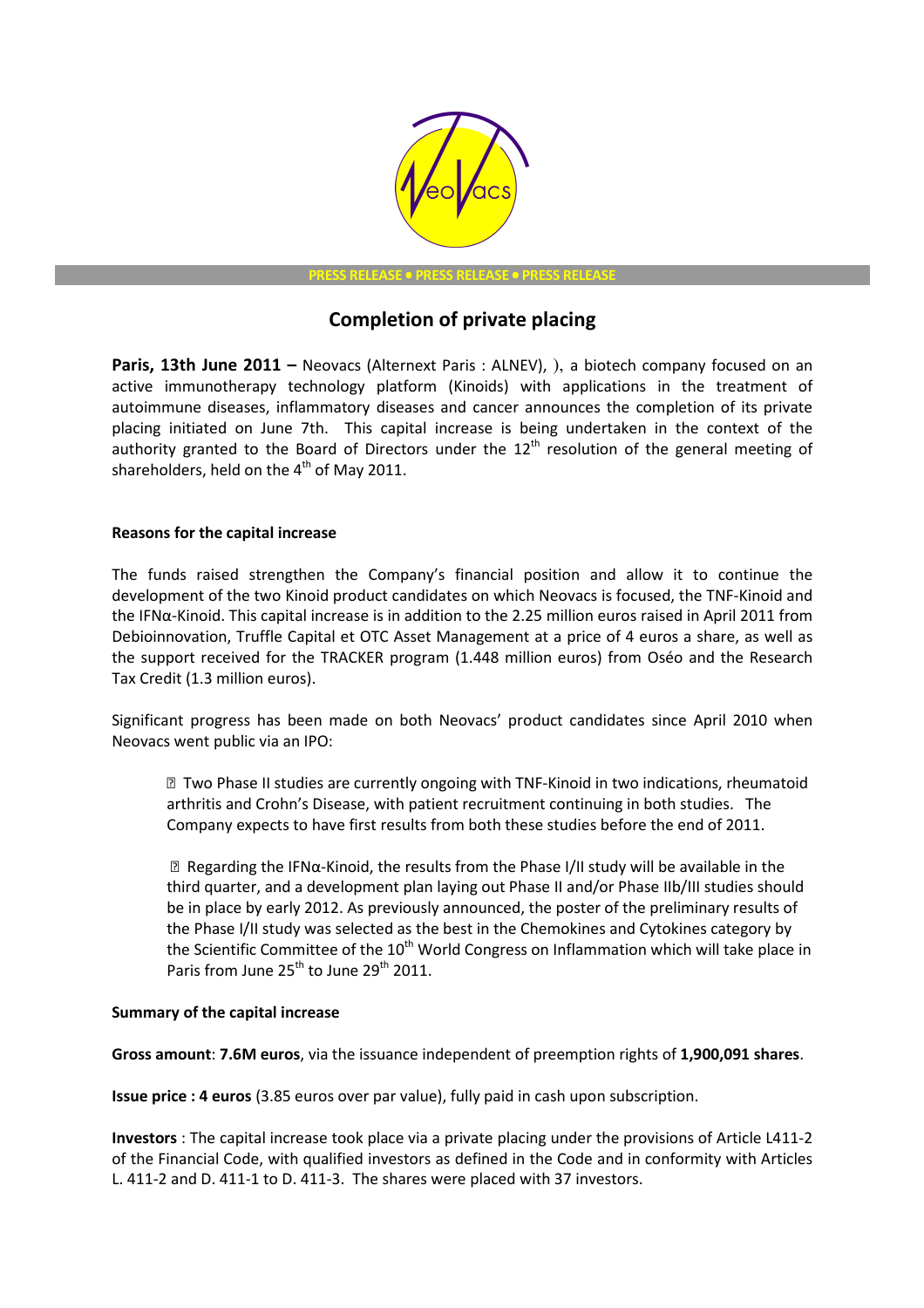PRESS RELEASE • PRESS RELEASE • PRESS RELEASE

# Completion of private placing

**Paris, 13th June 2011 –** Neovacs (Alternext Paris : ALNEV), ), a biotech company focused on an active immunotherapy technology platform (Kinoids) with applications in the treatment of autoimmune diseases, inflammatory diseases and cancer announces the completion of its private placing initiated on June 7th. This capital increase is being undertaken in the context of the authority granted to the Board of Directors under the 12th resolution of the general meeting of shareholders, held on the 4th of May 2011.

### Reasons for the capital increase

The funds raised strengthen the Company's financial position and allow it to continue the development of the two Kinoid product candidates on which Neovacs is focused, the TNF-Kinoid and the IFNα-Kinoid. This capital increase is in addition to the 2.25 million euros raised in April 2011 from Debioinnovation, Truffle Capital et OTC Asset Management at a price of 4 euros a share, as well as the support received for the TRACKER program (1.448 million euros) from Oséo and the Research Tax Credit (1.3 million euros).

Significant progress has been made on both Neovacs' product candidates since April 2010 when Neovacs went public via an IPO:

- Two Phase II studies are currently ongoing with TNF-Kinoid in two indications, rheumatoid arthritis and Crohn's Disease, with patient recruitment continuing in both studies. The Company expects to have first results from both these studies before the end of 2011.

- Regarding the IFNα-Kinoid, the results from the Phase I/II study will be available in the third quarter, and a development plan laying out Phase II and/or Phase IIb/III studies should be in place by early 2012. As previously announced, the poster of the preliminary results of the Phase I/II study was selected as the best in the Chemokines and Cytokines category by the Scientific Committee of the 10th World Congress on Inflammation which will take place in Paris from June 25th to June 29th 2011.

### Summary of the capital increase

**Gross amount**: **7.6M euros**, via the issuance independent of preemption rights of **1,900,091 shares**.

**Issue price : 4 euros** (3.85 euros over par value), fully paid in cash upon subscription.

**Investors** : The capital increase took place via a private placing under the provisions of Article L411-2 of the Financial Code, with qualified investors as defined in the Code and in conformity with Articles L. 411-2 and D. 411-1 to D. 411-3. The shares were placed with 37 investors.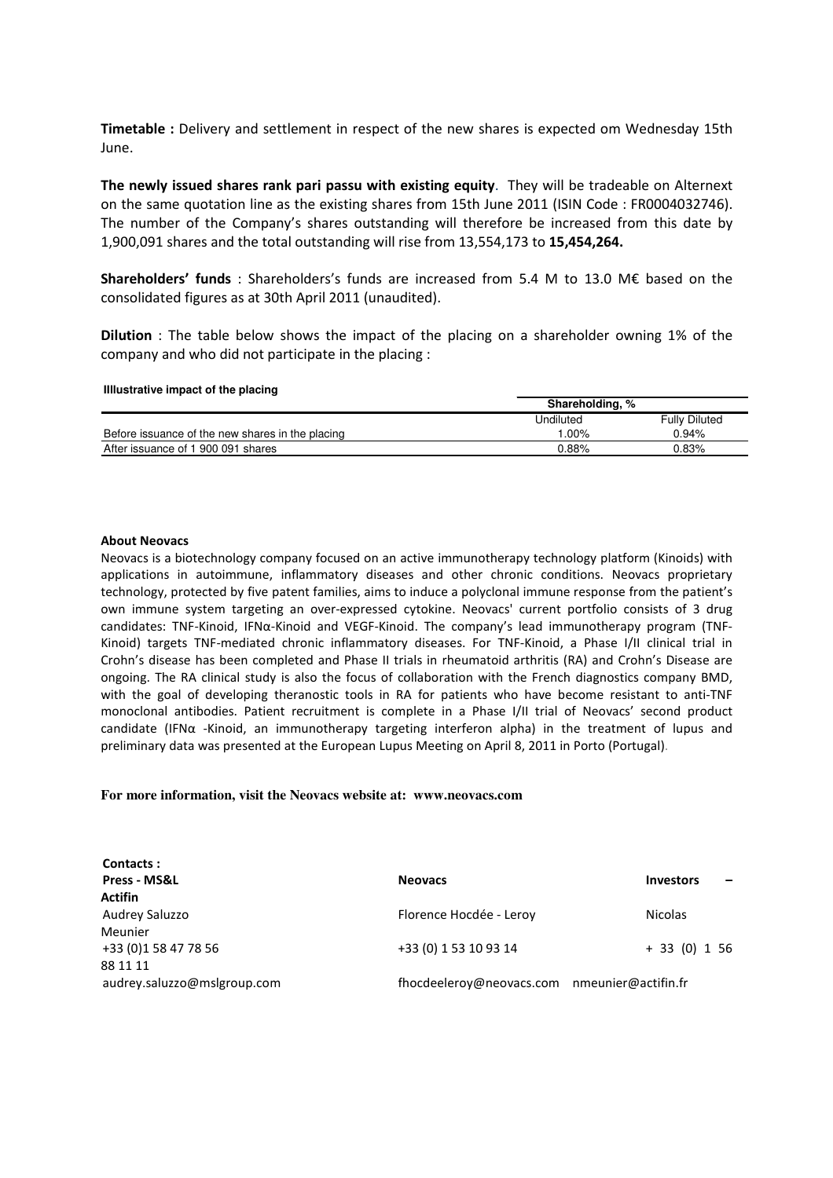**Timetable :** Delivery and settlement in respect of the new shares is expected om Wednesday 15th June.

**The newly issued shares rank pari passu with existing equity**. They will be tradeable on Alternext on the same quotation line as the existing shares from 15th June 2011 (ISIN Code : FR0004032746). The number of the Company's shares outstanding will therefore be increased from this date by 1,900,091 shares and the total outstanding will rise from 13,554,173 to **15,454,264.**

**Shareholders' funds** : Shareholders's funds are increased from 5.4 M to 13.0 M€ based on the consolidated figures as at 30th April 2011 (unaudited).

**Dilution** : The table below shows the impact of the placing on a shareholder owning 1% of the company and who did not participate in the placing :

**Illustrative impact of the placing**

| | Shareholding, % | |
|---|---|---|
| | Undiluted | Fully Diluted |
| Before issuance of the new shares in the placing | 1.00% | 0.94% |
| After issuance of 1 900 091 shares | 0.88% | 0.83% |

**About Neovacs**

Neovacs is a biotechnology company focused on an active immunotherapy technology platform (Kinoids) with applications in autoimmune, inflammatory diseases and other chronic conditions. Neovacs proprietary technology, protected by five patent families, aims to induce a polyclonal immune response from the patient's own immune system targeting an over-expressed cytokine. Neovacs' current portfolio consists of 3 drug candidates: TNF-Kinoid, IFNα-Kinoid and VEGF-Kinoid. The company's lead immunotherapy program (TNF-Kinoid) targets TNF-mediated chronic inflammatory diseases. For TNF-Kinoid, a Phase I/II clinical trial in Crohn's disease has been completed and Phase II trials in rheumatoid arthritis (RA) and Crohn's Disease are ongoing. The RA clinical study is also the focus of collaboration with the French diagnostics company BMD, with the goal of developing theranostic tools in RA for patients who have become resistant to anti-TNF monoclonal antibodies. Patient recruitment is complete in a Phase I/II trial of Neovacs' second product candidate (IFNα -Kinoid, an immunotherapy targeting interferon alpha) in the treatment of lupus and preliminary data was presented at the European Lupus Meeting on April 8, 2011 in Porto (Portugal).

**For more information, visit the Neovacs website at: www.neovacs.com**

**Contacts :**

| Press - MS&L Actifin | Neovacs | Investors – |
|---|---|---|
| Audrey Saluzzo | Florence Hocdée - Leroy | Nicolas Meunier |
| +33 (0)1 58 47 78 56 | +33 (0) 1 53 10 93 14 | + 33 (0) 1 56 88 11 11 |
| audrey.saluzzo@mslgroup.com | fhocdeeleroy@neovacs.com | nmeunier@actifin.fr |